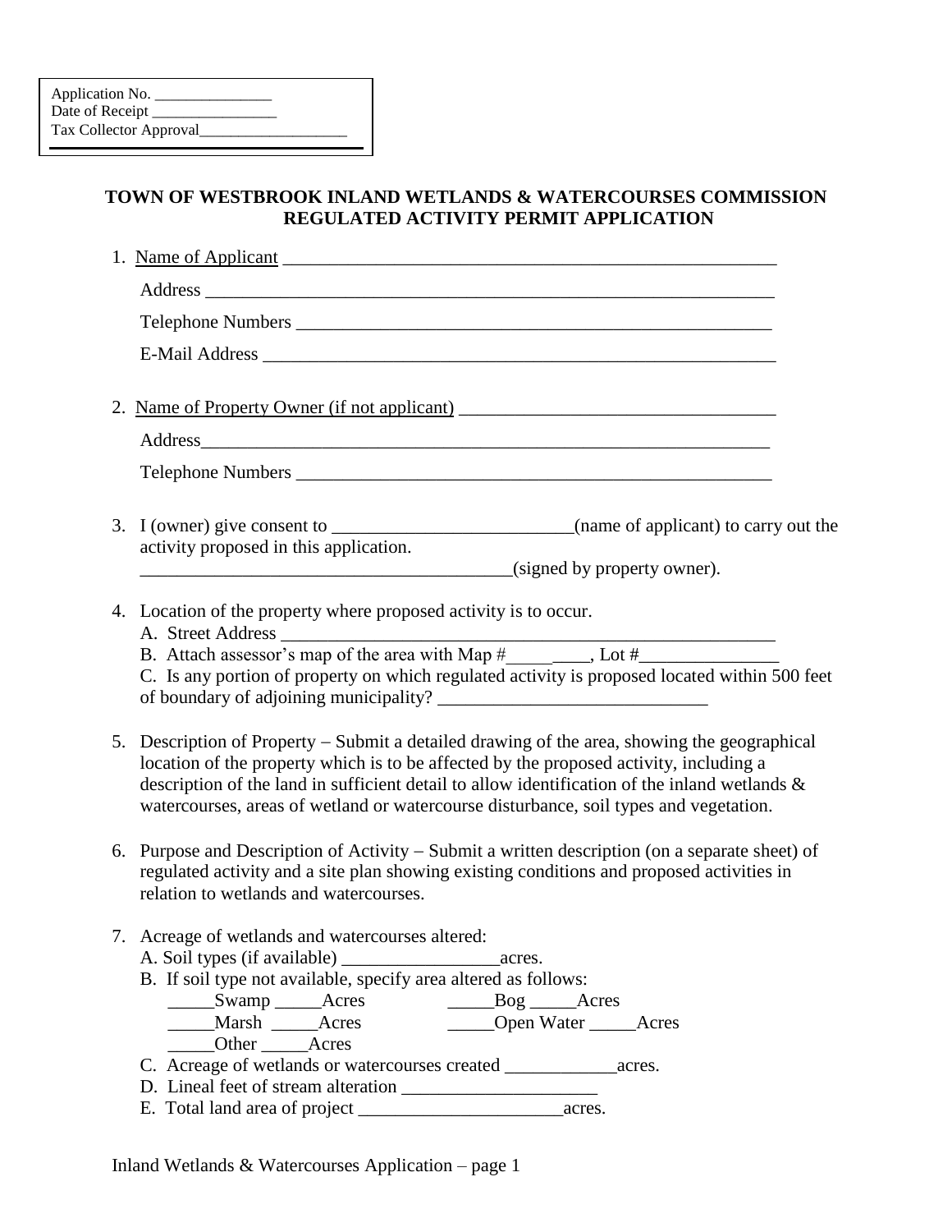Application No. _______________
Date of Receipt ________________
Tax Collector Approval___________________

**TOWN OF WESTBROOK INLAND WETLANDS & WATERCOURSES COMMISSION**
**REGULATED ACTIVITY PERMIT APPLICATION**

1. Name of Applicant _______________________________________________________

   Address _______________________________________________________________

   Telephone Numbers ______________________________________________________

   E-Mail Address _________________________________________________________

2. Name of Property Owner (if not applicant) ___________________________________

   Address_______________________________________________________________

   Telephone Numbers ______________________________________________________

3. I (owner) give consent to __________________________(name of applicant) to carry out the activity proposed in this application.
   ________________________________________(signed by property owner).

4. Location of the property where proposed activity is to occur.
   A. Street Address _______________________________________________________
   B. Attach assessor's map of the area with Map #_____ ____, Lot #_______________
   C. Is any portion of property on which regulated activity is proposed located within 500 feet of boundary of adjoining municipality? _____________________________

5. Description of Property – Submit a detailed drawing of the area, showing the geographical location of the property which is to be affected by the proposed activity, including a description of the land in sufficient detail to allow identification of the inland wetlands & watercourses, areas of wetland or watercourse disturbance, soil types and vegetation.

6. Purpose and Description of Activity – Submit a written description (on a separate sheet) of regulated activity and a site plan showing existing conditions and proposed activities in relation to wetlands and watercourses.

7. Acreage of wetlands and watercourses altered:
   A. Soil types (if available) _________________acres.
   B. If soil type not available, specify area altered as follows:
      _____Swamp _____Acres          _____Bog _____Acres
      _____Marsh _____Acres          _____Open Water _____Acres
      _____Other _____Acres
   C. Acreage of wetlands or watercourses created ____________acres.
   D. Lineal feet of stream alteration _____________________
   E. Total land area of project ______________________acres.

Inland Wetlands & Watercourses Application – page 1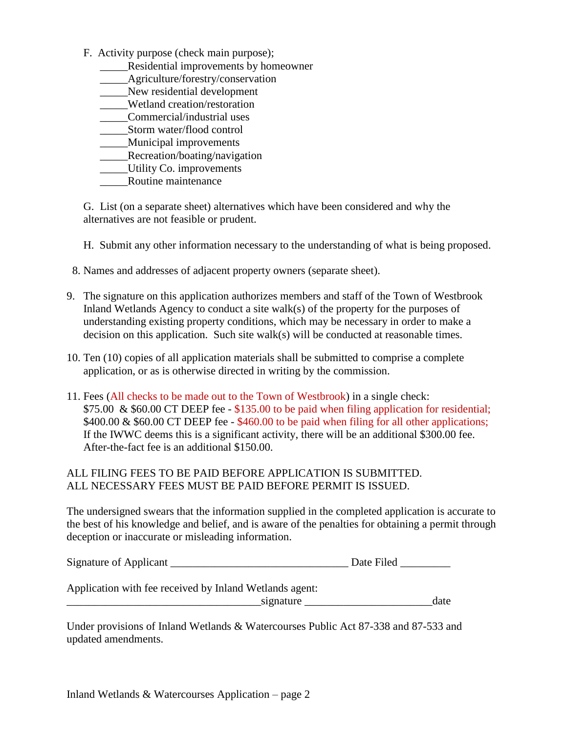F. Activity purpose (check main purpose);

_____Residential improvements by homeowner
_____Agriculture/forestry/conservation
_____New residential development
_____Wetland creation/restoration
_____Commercial/industrial uses
_____Storm water/flood control
_____Municipal improvements
_____Recreation/boating/navigation
_____Utility Co. improvements
_____Routine maintenance

G. List (on a separate sheet) alternatives which have been considered and why the alternatives are not feasible or prudent.

H. Submit any other information necessary to the understanding of what is being proposed.

8. Names and addresses of adjacent property owners (separate sheet).

9. The signature on this application authorizes members and staff of the Town of Westbrook Inland Wetlands Agency to conduct a site walk(s) of the property for the purposes of understanding existing property conditions, which may be necessary in order to make a decision on this application. Such site walk(s) will be conducted at reasonable times.

10. Ten (10) copies of all application materials shall be submitted to comprise a complete application, or as is otherwise directed in writing by the commission.

11. Fees (All checks to be made out to the Town of Westbrook) in a single check:
$75.00 & $60.00 CT DEEP fee - $135.00 to be paid when filing application for residential;
$400.00 & $60.00 CT DEEP fee - $460.00 to be paid when filing for all other applications;
If the IWWC deems this is a significant activity, there will be an additional $300.00 fee.
After-the-fact fee is an additional $150.00.

ALL FILING FEES TO BE PAID BEFORE APPLICATION IS SUBMITTED.
ALL NECESSARY FEES MUST BE PAID BEFORE PERMIT IS ISSUED.

The undersigned swears that the information supplied in the completed application is accurate to the best of his knowledge and belief, and is aware of the penalties for obtaining a permit through deception or inaccurate or misleading information.

Signature of Applicant _______________________________ Date Filed _________

Application with fee received by Inland Wetlands agent:
__________________________________signature ______________________date

Under provisions of Inland Wetlands & Watercourses Public Act 87-338 and 87-533 and updated amendments.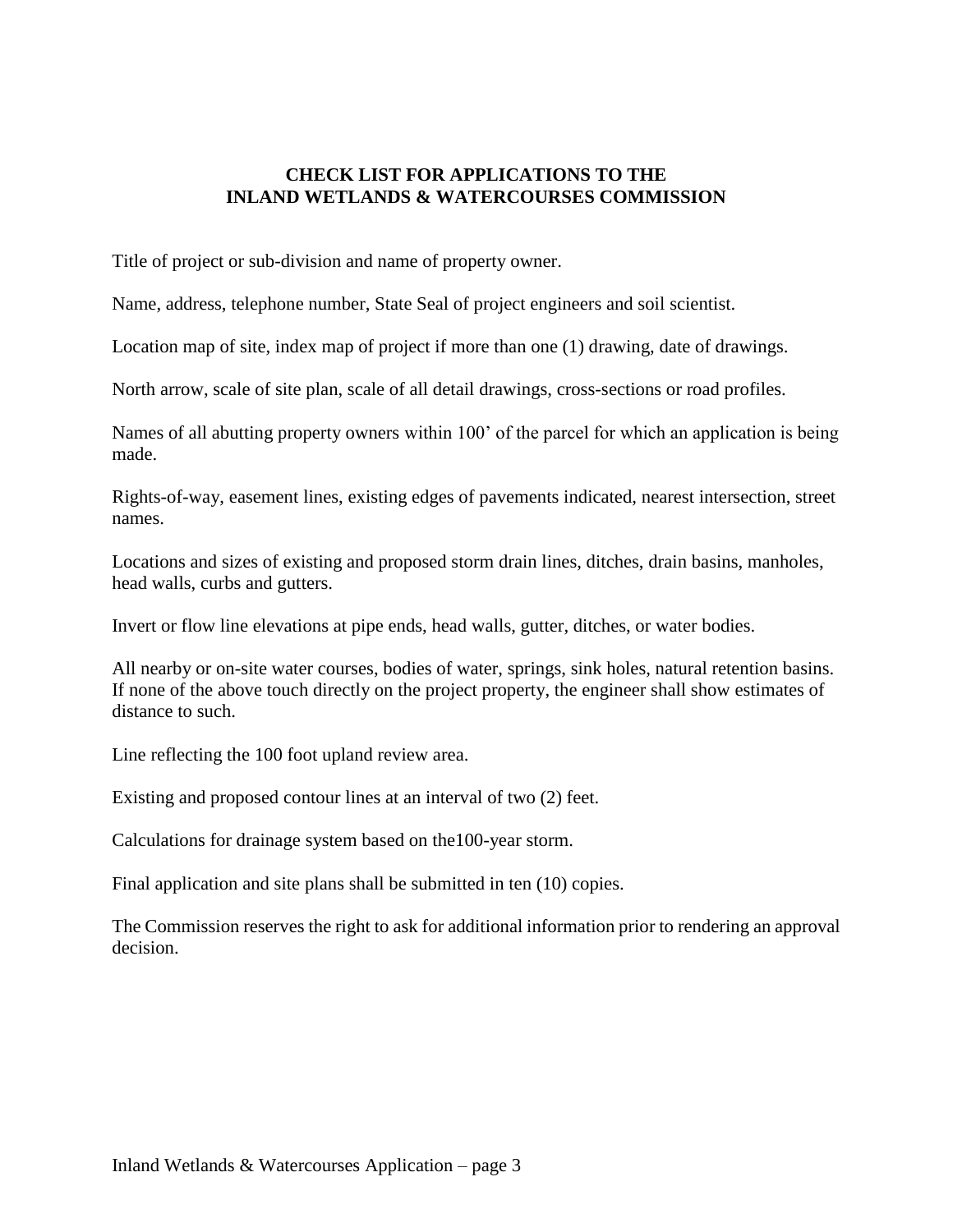## CHECK LIST FOR APPLICATIONS TO THE INLAND WETLANDS & WATERCOURSES COMMISSION

Title of project or sub-division and name of property owner.

Name, address, telephone number, State Seal of project engineers and soil scientist.

Location map of site, index map of project if more than one (1) drawing, date of drawings.

North arrow, scale of site plan, scale of all detail drawings, cross-sections or road profiles.

Names of all abutting property owners within 100' of the parcel for which an application is being made.

Rights-of-way, easement lines, existing edges of pavements indicated, nearest intersection, street names.

Locations and sizes of existing and proposed storm drain lines, ditches, drain basins, manholes, head walls, curbs and gutters.

Invert or flow line elevations at pipe ends, head walls, gutter, ditches, or water bodies.

All nearby or on-site water courses, bodies of water, springs, sink holes, natural retention basins. If none of the above touch directly on the project property, the engineer shall show estimates of distance to such.

Line reflecting the 100 foot upland review area.

Existing and proposed contour lines at an interval of two (2) feet.

Calculations for drainage system based on the100-year storm.

Final application and site plans shall be submitted in ten (10) copies.

The Commission reserves the right to ask for additional information prior to rendering an approval decision.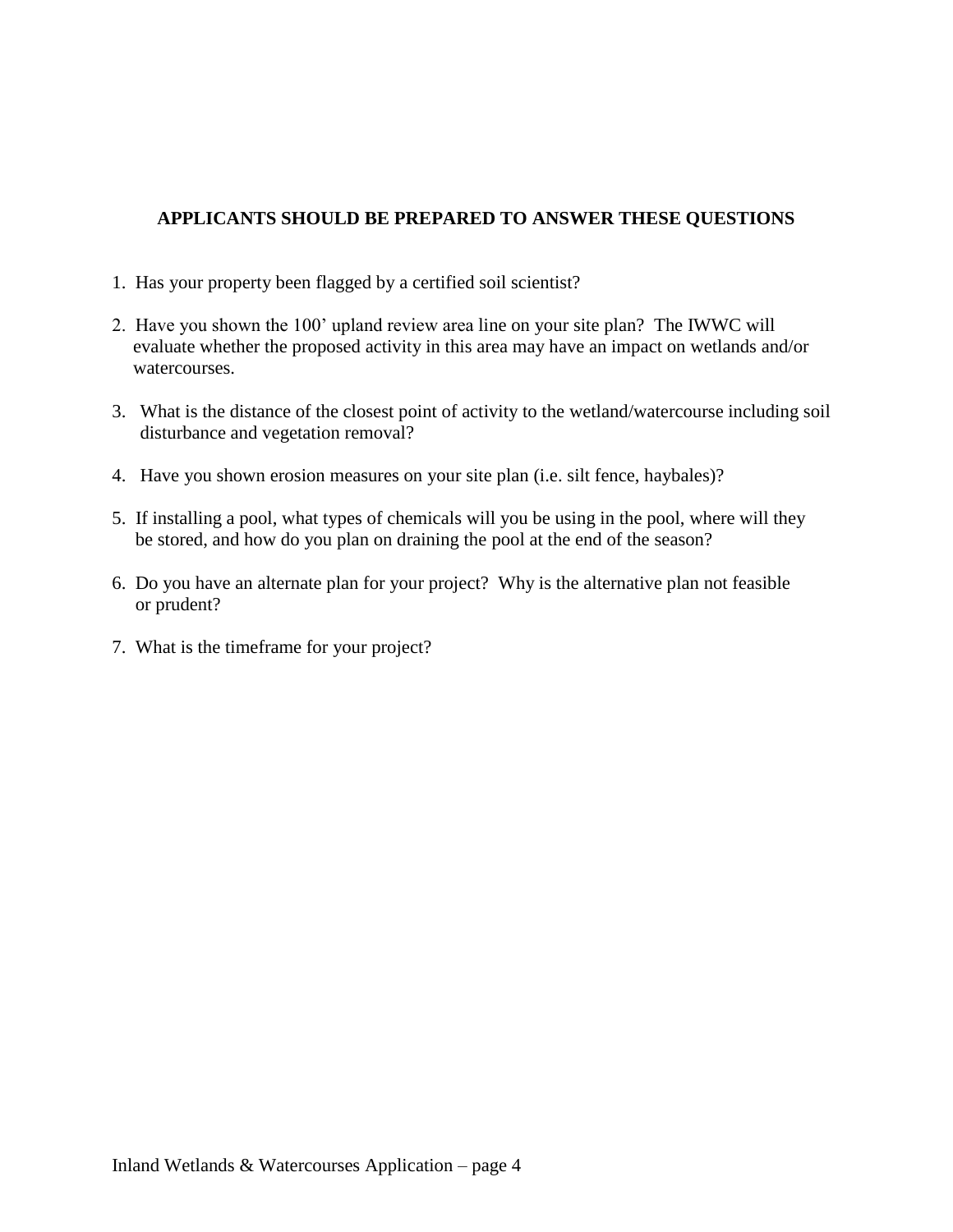**APPLICANTS SHOULD BE PREPARED TO ANSWER THESE QUESTIONS**

1. Has your property been flagged by a certified soil scientist?
2. Have you shown the 100’ upland review area line on your site plan? The IWWC will evaluate whether the proposed activity in this area may have an impact on wetlands and/or watercourses.
3. What is the distance of the closest point of activity to the wetland/watercourse including soil disturbance and vegetation removal?
4. Have you shown erosion measures on your site plan (i.e. silt fence, haybales)?
5. If installing a pool, what types of chemicals will you be using in the pool, where will they be stored, and how do you plan on draining the pool at the end of the season?
6. Do you have an alternate plan for your project? Why is the alternative plan not feasible or prudent?
7. What is the timeframe for your project?